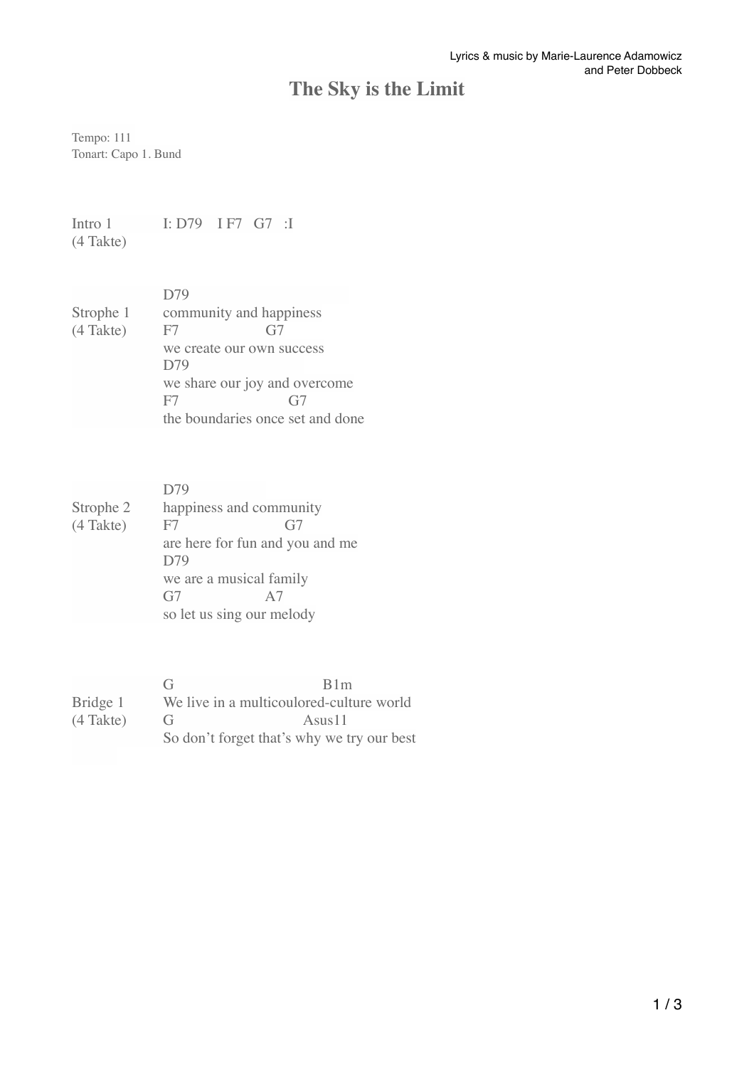Lyrics & music by Marie-Laurence Adamowicz
and Peter Dobbeck

# The Sky is the Limit

Tempo: 111
Tonart: Capo 1. Bund

```
Intro 1      I: D79    I F7   G7   :I
(4 Takte)


             D79
Strophe 1    community and happiness
(4 Takte)    F7                G7
             we create our own success
             D79
             we share our joy and overcome
             F7                    G7
             the boundaries once set and done


             D79
Strophe 2    happiness and community
(4 Takte)    F7                    G7
             are here for fun and you and me
             D79
             we are a musical family
             G7                A7
             so let us sing our melody


             G                            B1m
Bridge 1     We live in a multicoulored-culture world
(4 Takte)    G                        Asus11
             So don't forget that's why we try our best
```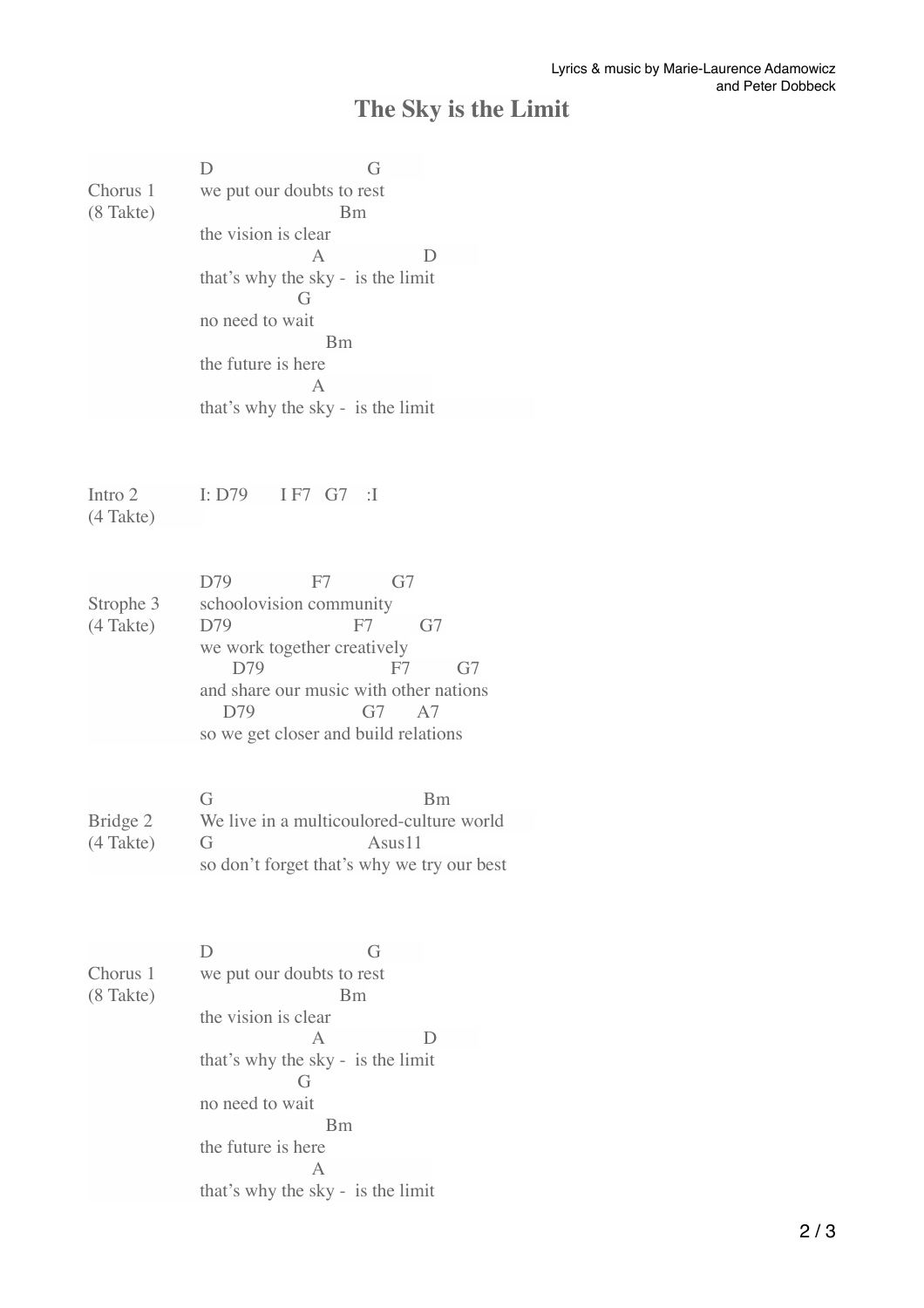# The Sky is the Limit

Lyrics & music by Marie-Laurence Adamowicz and Peter Dobbeck

```
                D                         G
Chorus 1        we put our doubts to rest
(8 Takte)                                Bm
                the vision is clear
                                  A                  D
                that's why the sky -  is the limit
                               G
                no need to wait
                                      Bm
                the future is here
                                  A
                that's why the sky -  is the limit


Intro 2         I: D79       I F7   G7    :I
(4 Takte)


                D79                F7            G7
Strophe 3       schoolovision community
(4 Takte)       D79                      F7         G7
                we work together creatively
                     D79                         F7          G7
                and share our music with other nations
                    D79                      G7       A7
                so we get closer and build relations


                G                                           Bm
Bridge 2        We live in a multicoulored-culture world
(4 Takte)       G                            Asus11
                so don't forget that's why we try our best


                D                         G
Chorus 1        we put our doubts to rest
(8 Takte)                                Bm
                the vision is clear
                                  A                  D
                that's why the sky -  is the limit
                               G
                no need to wait
                                      Bm
                the future is here
                                  A
                that's why the sky -  is the limit
```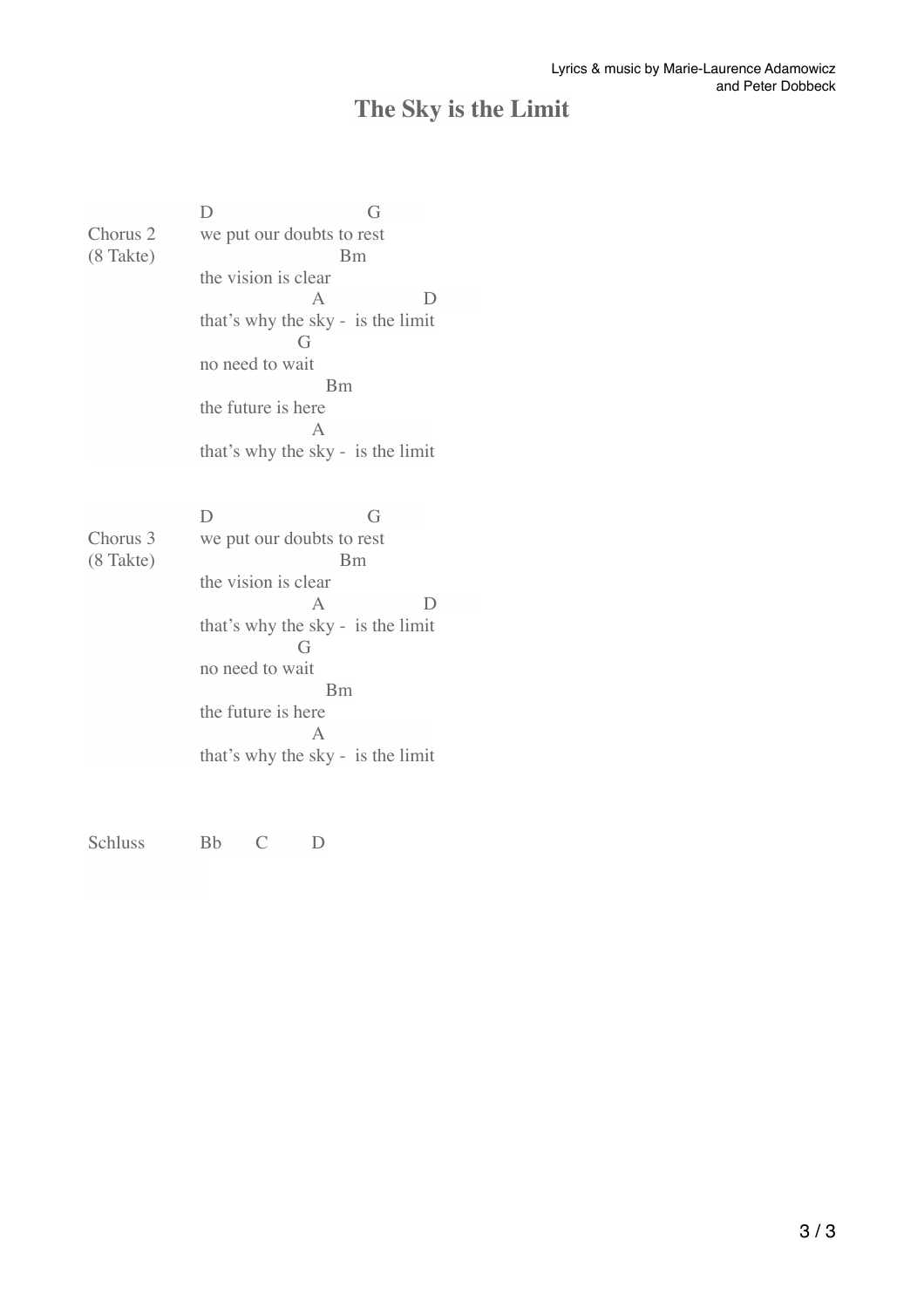```
             D                         G
Chorus 2     we put our doubts to rest
(8 Takte)                          Bm
             the vision is clear
                              A                D
             that's why the sky -  is the limit
                           G
             no need to wait
                                Bm
             the future is here
                              A
             that's why the sky -  is the limit


             D                         G
Chorus 3     we put our doubts to rest
(8 Takte)                          Bm
             the vision is clear
                              A                D
             that's why the sky -  is the limit
                           G
             no need to wait
                                Bm
             the future is here
                              A
             that's why the sky -  is the limit


Schluss      Bb    C     D
```